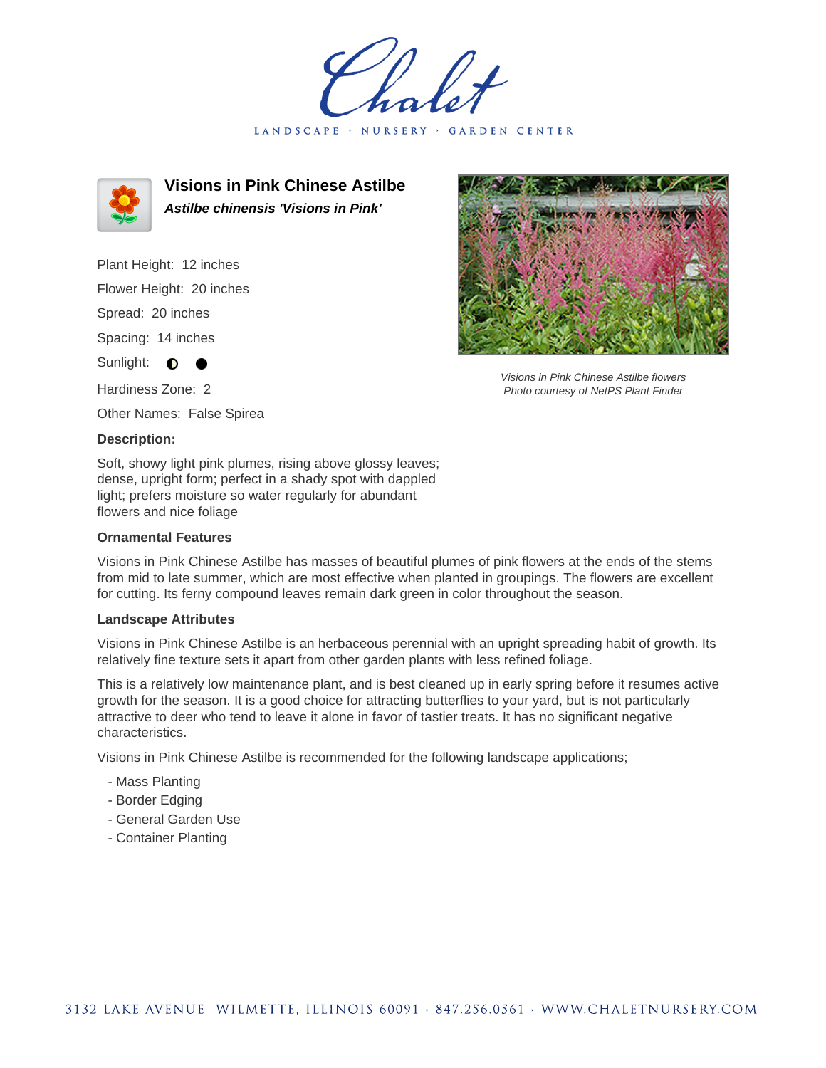Chalet

LANDSCAPE · NURSERY · GARDEN CENTER

# Visions in Pink Chinese Astilbe

***Astilbe chinensis 'Visions in Pink'***

Plant Height: 12 inches

Flower Height: 20 inches

Spread: 20 inches

Spacing: 14 inches

Sunlight: ◐ ●

Hardiness Zone: 2

Other Names: False Spirea

*Visions in Pink Chinese Astilbe flowers*
*Photo courtesy of NetPS Plant Finder*

**Description:**

Soft, showy light pink plumes, rising above glossy leaves; dense, upright form; perfect in a shady spot with dappled light; prefers moisture so water regularly for abundant flowers and nice foliage

**Ornamental Features**

Visions in Pink Chinese Astilbe has masses of beautiful plumes of pink flowers at the ends of the stems from mid to late summer, which are most effective when planted in groupings. The flowers are excellent for cutting. Its ferny compound leaves remain dark green in color throughout the season.

**Landscape Attributes**

Visions in Pink Chinese Astilbe is an herbaceous perennial with an upright spreading habit of growth. Its relatively fine texture sets it apart from other garden plants with less refined foliage.

This is a relatively low maintenance plant, and is best cleaned up in early spring before it resumes active growth for the season. It is a good choice for attracting butterflies to your yard, but is not particularly attractive to deer who tend to leave it alone in favor of tastier treats. It has no significant negative characteristics.

Visions in Pink Chinese Astilbe is recommended for the following landscape applications;

- Mass Planting
- Border Edging
- General Garden Use
- Container Planting

3132 LAKE AVENUE WILMETTE, ILLINOIS 60091 · 847.256.0561 · WWW.CHALETNURSERY.COM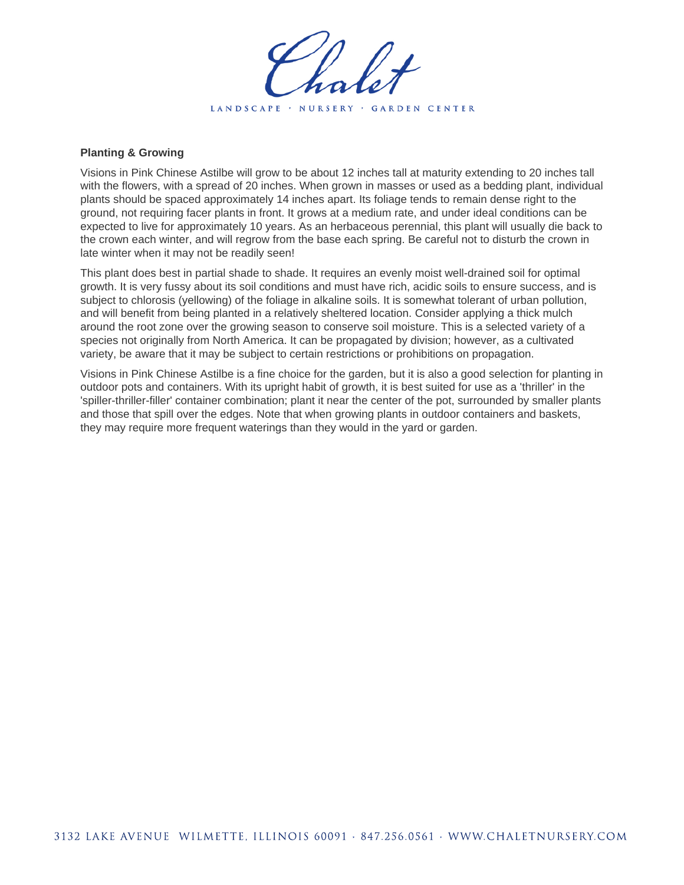**Planting & Growing**

Visions in Pink Chinese Astilbe will grow to be about 12 inches tall at maturity extending to 20 inches tall with the flowers, with a spread of 20 inches. When grown in masses or used as a bedding plant, individual plants should be spaced approximately 14 inches apart. Its foliage tends to remain dense right to the ground, not requiring facer plants in front. It grows at a medium rate, and under ideal conditions can be expected to live for approximately 10 years. As an herbaceous perennial, this plant will usually die back to the crown each winter, and will regrow from the base each spring. Be careful not to disturb the crown in late winter when it may not be readily seen!

This plant does best in partial shade to shade. It requires an evenly moist well-drained soil for optimal growth. It is very fussy about its soil conditions and must have rich, acidic soils to ensure success, and is subject to chlorosis (yellowing) of the foliage in alkaline soils. It is somewhat tolerant of urban pollution, and will benefit from being planted in a relatively sheltered location. Consider applying a thick mulch around the root zone over the growing season to conserve soil moisture. This is a selected variety of a species not originally from North America. It can be propagated by division; however, as a cultivated variety, be aware that it may be subject to certain restrictions or prohibitions on propagation.

Visions in Pink Chinese Astilbe is a fine choice for the garden, but it is also a good selection for planting in outdoor pots and containers. With its upright habit of growth, it is best suited for use as a 'thriller' in the 'spiller-thriller-filler' container combination; plant it near the center of the pot, surrounded by smaller plants and those that spill over the edges. Note that when growing plants in outdoor containers and baskets, they may require more frequent waterings than they would in the yard or garden.